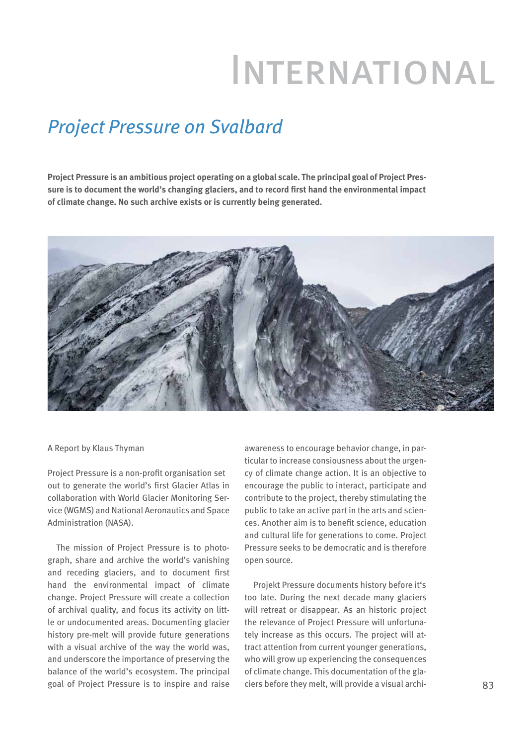// INTERNATIONAL

## *Project Pressure on Svalbard*

**Project Pressure is an ambitious project operating on a global scale. The principal goal of Project Pressure is to document the world's changing glaciers, and to record first hand the environmental impact of climate change. No such archive exists or is currently being generated.**

A Report by Klaus Thyman

Project Pressure is a non-profit organisation set out to generate the world's first Glacier Atlas in collaboration with World Glacier Monitoring Service (WGMS) and National Aeronautics and Space Administration (NASA).

The mission of Project Pressure is to photograph, share and archive the world's vanishing and receding glaciers, and to document first hand the environmental impact of climate change. Project Pressure will create a collection of archival quality, and focus its activity on little or undocumented areas. Documenting glacier history pre-melt will provide future generations with a visual archive of the way the world was, and underscore the importance of preserving the balance of the world's ecosystem. The principal goal of Project Pressure is to inspire and raise awareness to encourage behavior change, in particular to increase consiousness about the urgency of climate change action. It is an objective to encourage the public to interact, participate and contribute to the project, thereby stimulating the public to take an active part in the arts and sciences. Another aim is to benefit science, education and cultural life for generations to come. Project Pressure seeks to be democratic and is therefore open source.

Projekt Pressure documents history before it's too late. During the next decade many glaciers will retreat or disappear. As an historic project the relevance of Project Pressure will unfortunately increase as this occurs. The project will attract attention from current younger generations, who will grow up experiencing the consequences of climate change. This documentation of the glaciers before they melt, will provide a visual archi-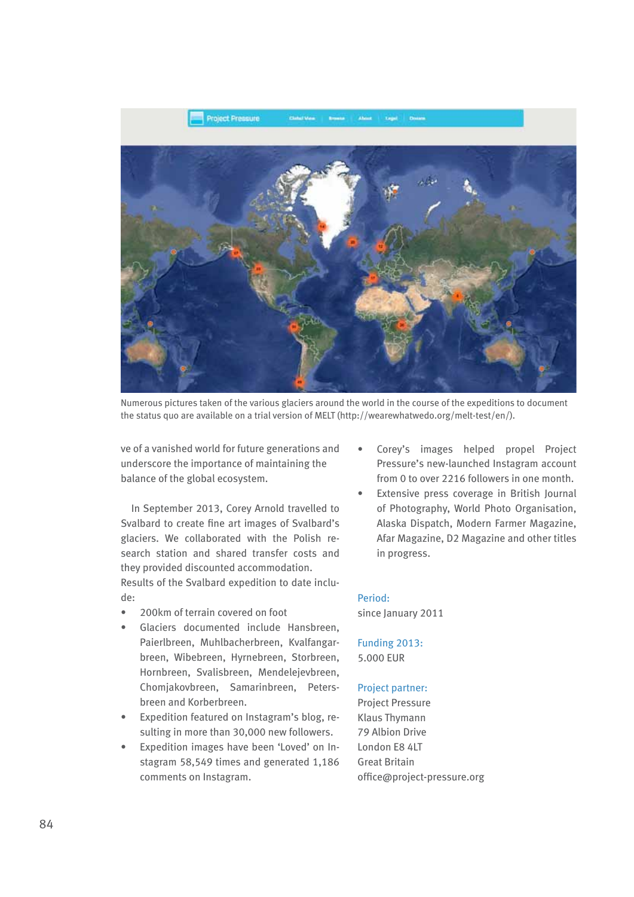Numerous pictures taken of the various glaciers around the world in the course of the expeditions to document the status quo are available on a trial version of MELT (http://wearewhatwedo.org/melt-test/en/).

ve of a vanished world for future generations and underscore the importance of maintaining the balance of the global ecosystem.

In September 2013, Corey Arnold travelled to Svalbard to create fine art images of Svalbard's glaciers. We collaborated with the Polish research station and shared transfer costs and they provided discounted accommodation.
Results of the Svalbard expedition to date include:

- 200km of terrain covered on foot
- Glaciers documented include Hansbreen, Paierlbreen, Muhlbacherbreen, Kvalfangarbreen, Wibebreen, Hyrnebreen, Storbreen, Hornbreen, Svalisbreen, Mendelejevbreen, Chomjakovbreen, Samarinbreen, Petersbreen and Korberbreen.
- Expedition featured on Instagram's blog, resulting in more than 30,000 new followers.
- Expedition images have been 'Loved' on Instagram 58,549 times and generated 1,186 comments on Instagram.
- Corey's images helped propel Project Pressure's new-launched Instagram account from 0 to over 2216 followers in one month.
- Extensive press coverage in British Journal of Photography, World Photo Organisation, Alaska Dispatch, Modern Farmer Magazine, Afar Magazine, D2 Magazine and other titles in progress.

**Period:**
since January 2011

**Funding 2013:**
5.000 EUR

**Project partner:**
Project Pressure
Klaus Thymann
79 Albion Drive
London E8 4LT
Great Britain
office@project-pressure.org